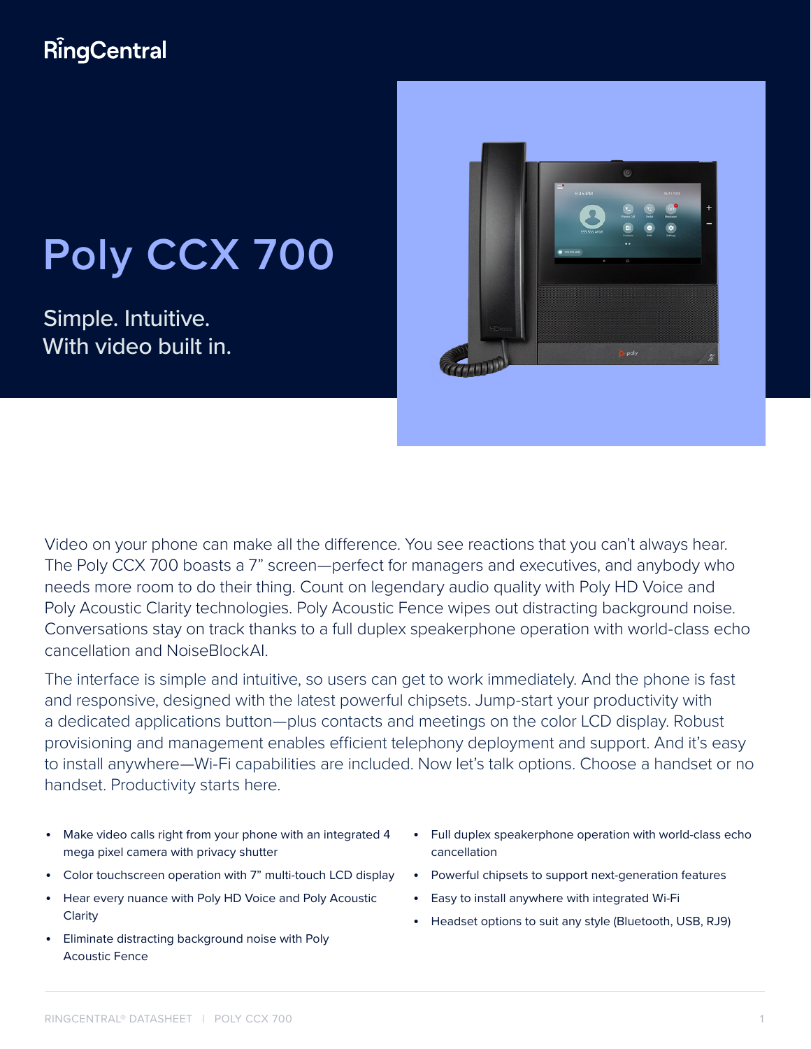RingCentral

# Poly CCX 700

Simple. Intuitive.
With video built in.

Video on your phone can make all the difference. You see reactions that you can't always hear. The Poly CCX 700 boasts a 7" screen—perfect for managers and executives, and anybody who needs more room to do their thing. Count on legendary audio quality with Poly HD Voice and Poly Acoustic Clarity technologies. Poly Acoustic Fence wipes out distracting background noise. Conversations stay on track thanks to a full duplex speakerphone operation with world-class echo cancellation and NoiseBlockAI.

The interface is simple and intuitive, so users can get to work immediately. And the phone is fast and responsive, designed with the latest powerful chipsets. Jump-start your productivity with a dedicated applications button—plus contacts and meetings on the color LCD display. Robust provisioning and management enables efficient telephony deployment and support. And it's easy to install anywhere—Wi-Fi capabilities are included. Now let's talk options. Choose a handset or no handset. Productivity starts here.

- Make video calls right from your phone with an integrated 4 mega pixel camera with privacy shutter
- Color touchscreen operation with 7" multi-touch LCD display
- Hear every nuance with Poly HD Voice and Poly Acoustic Clarity
- Eliminate distracting background noise with Poly Acoustic Fence
- Full duplex speakerphone operation with world-class echo cancellation
- Powerful chipsets to support next-generation features
- Easy to install anywhere with integrated Wi-Fi
- Headset options to suit any style (Bluetooth, USB, RJ9)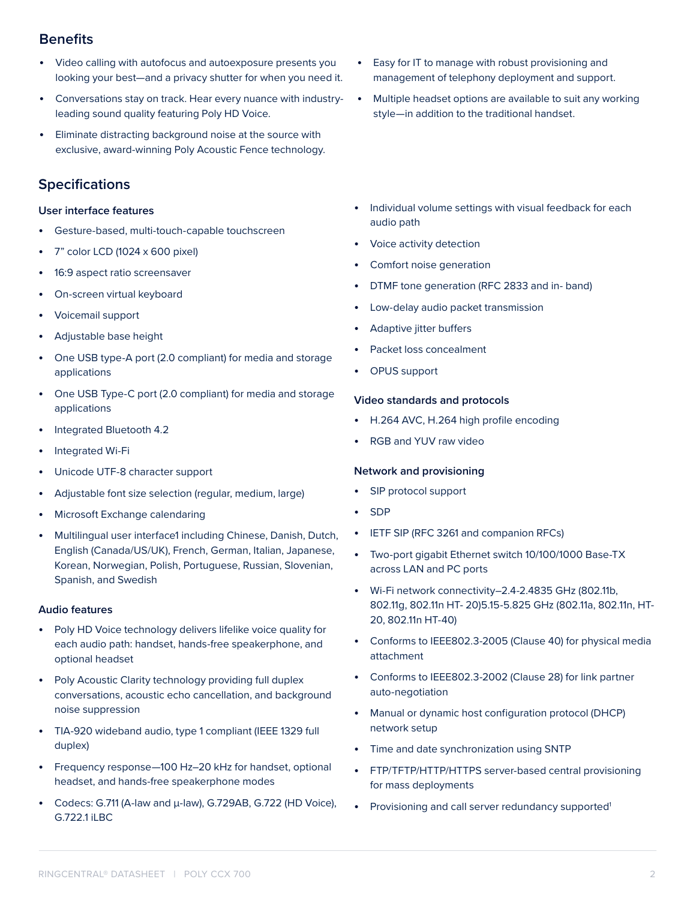## Benefits

- Video calling with autofocus and autoexposure presents you looking your best—and a privacy shutter for when you need it.
- Conversations stay on track. Hear every nuance with industry-leading sound quality featuring Poly HD Voice.
- Eliminate distracting background noise at the source with exclusive, award-winning Poly Acoustic Fence technology.
- Easy for IT to manage with robust provisioning and management of telephony deployment and support.
- Multiple headset options are available to suit any working style—in addition to the traditional handset.

## Specifications

### User interface features

- Gesture-based, multi-touch-capable touchscreen
- 7” color LCD (1024 x 600 pixel)
- 16:9 aspect ratio screensaver
- On-screen virtual keyboard
- Voicemail support
- Adjustable base height
- One USB type-A port (2.0 compliant) for media and storage applications
- One USB Type-C port (2.0 compliant) for media and storage applications
- Integrated Bluetooth 4.2
- Integrated Wi-Fi
- Unicode UTF-8 character support
- Adjustable font size selection (regular, medium, large)
- Microsoft Exchange calendaring
- Multilingual user interface1 including Chinese, Danish, Dutch, English (Canada/US/UK), French, German, Italian, Japanese, Korean, Norwegian, Polish, Portuguese, Russian, Slovenian, Spanish, and Swedish

### Audio features

- Poly HD Voice technology delivers lifelike voice quality for each audio path: handset, hands-free speakerphone, and optional headset
- Poly Acoustic Clarity technology providing full duplex conversations, acoustic echo cancellation, and background noise suppression
- TIA-920 wideband audio, type 1 compliant (IEEE 1329 full duplex)
- Frequency response—100 Hz–20 kHz for handset, optional headset, and hands-free speakerphone modes
- Codecs: G.711 (A-law and μ-law), G.729AB, G.722 (HD Voice), G.722.1 iLBC
- Individual volume settings with visual feedback for each audio path
- Voice activity detection
- Comfort noise generation
- DTMF tone generation (RFC 2833 and in- band)
- Low-delay audio packet transmission
- Adaptive jitter buffers
- Packet loss concealment
- OPUS support

### Video standards and protocols

- H.264 AVC, H.264 high profile encoding
- RGB and YUV raw video

### Network and provisioning

- SIP protocol support
- SDP
- IETF SIP (RFC 3261 and companion RFCs)
- Two-port gigabit Ethernet switch 10/100/1000 Base-TX across LAN and PC ports
- Wi-Fi network connectivity–2.4-2.4835 GHz (802.11b, 802.11g, 802.11n HT- 20)5.15-5.825 GHz (802.11a, 802.11n, HT-20, 802.11n HT-40)
- Conforms to IEEE802.3-2005 (Clause 40) for physical media attachment
- Conforms to IEEE802.3-2002 (Clause 28) for link partner auto-negotiation
- Manual or dynamic host configuration protocol (DHCP) network setup
- Time and date synchronization using SNTP
- FTP/TFTP/HTTP/HTTPS server-based central provisioning for mass deployments
- Provisioning and call server redundancy supported[1]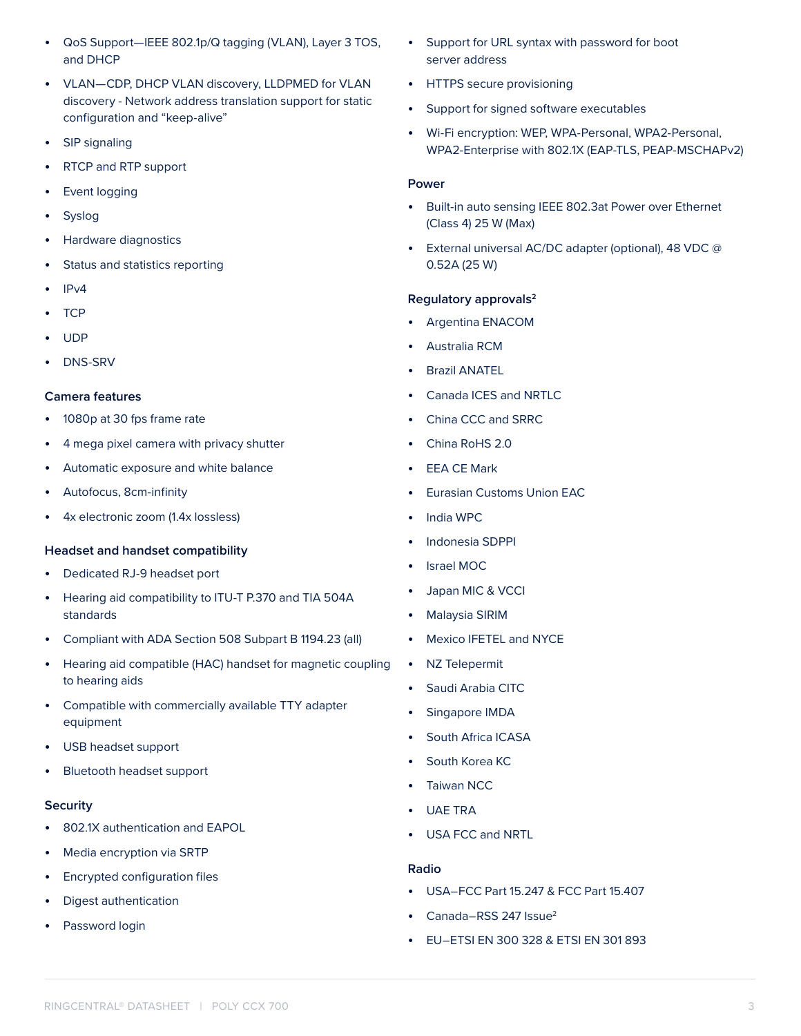- QoS Support—IEEE 802.1p/Q tagging (VLAN), Layer 3 TOS, and DHCP
- VLAN—CDP, DHCP VLAN discovery, LLDPMED for VLAN discovery - Network address translation support for static configuration and "keep-alive"
- SIP signaling
- RTCP and RTP support
- Event logging
- Syslog
- Hardware diagnostics
- Status and statistics reporting
- IPv4
- TCP
- UDP
- DNS-SRV

### Camera features

- 1080p at 30 fps frame rate
- 4 mega pixel camera with privacy shutter
- Automatic exposure and white balance
- Autofocus, 8cm-infinity
- 4x electronic zoom (1.4x lossless)

### Headset and handset compatibility

- Dedicated RJ-9 headset port
- Hearing aid compatibility to ITU-T P.370 and TIA 504A standards
- Compliant with ADA Section 508 Subpart B 1194.23 (all)
- Hearing aid compatible (HAC) handset for magnetic coupling to hearing aids
- Compatible with commercially available TTY adapter equipment
- USB headset support
- Bluetooth headset support

### Security

- 802.1X authentication and EAPOL
- Media encryption via SRTP
- Encrypted configuration files
- Digest authentication
- Password login
- Support for URL syntax with password for boot server address
- HTTPS secure provisioning
- Support for signed software executables
- Wi-Fi encryption: WEP, WPA-Personal, WPA2-Personal, WPA2-Enterprise with 802.1X (EAP-TLS, PEAP-MSCHAPv2)

### Power

- Built-in auto sensing IEEE 802.3at Power over Ethernet (Class 4) 25 W (Max)
- External universal AC/DC adapter (optional), 48 VDC @ 0.52A (25 W)

### Regulatory approvals[2]

- Argentina ENACOM
- Australia RCM
- Brazil ANATEL
- Canada ICES and NRTLC
- China CCC and SRRC
- China RoHS 2.0
- EEA CE Mark
- Eurasian Customs Union EAC
- India WPC
- Indonesia SDPPI
- Israel MOC
- Japan MIC & VCCI
- Malaysia SIRIM
- Mexico IFETEL and NYCE
- NZ Telepermit
- Saudi Arabia CITC
- Singapore IMDA
- South Africa ICASA
- South Korea KC
- Taiwan NCC
- UAE TRA
- USA FCC and NRTL

### Radio

- USA–FCC Part 15.247 & FCC Part 15.407
- Canada–RSS 247 Issue[2]
- EU–ETSI EN 300 328 & ETSI EN 301 893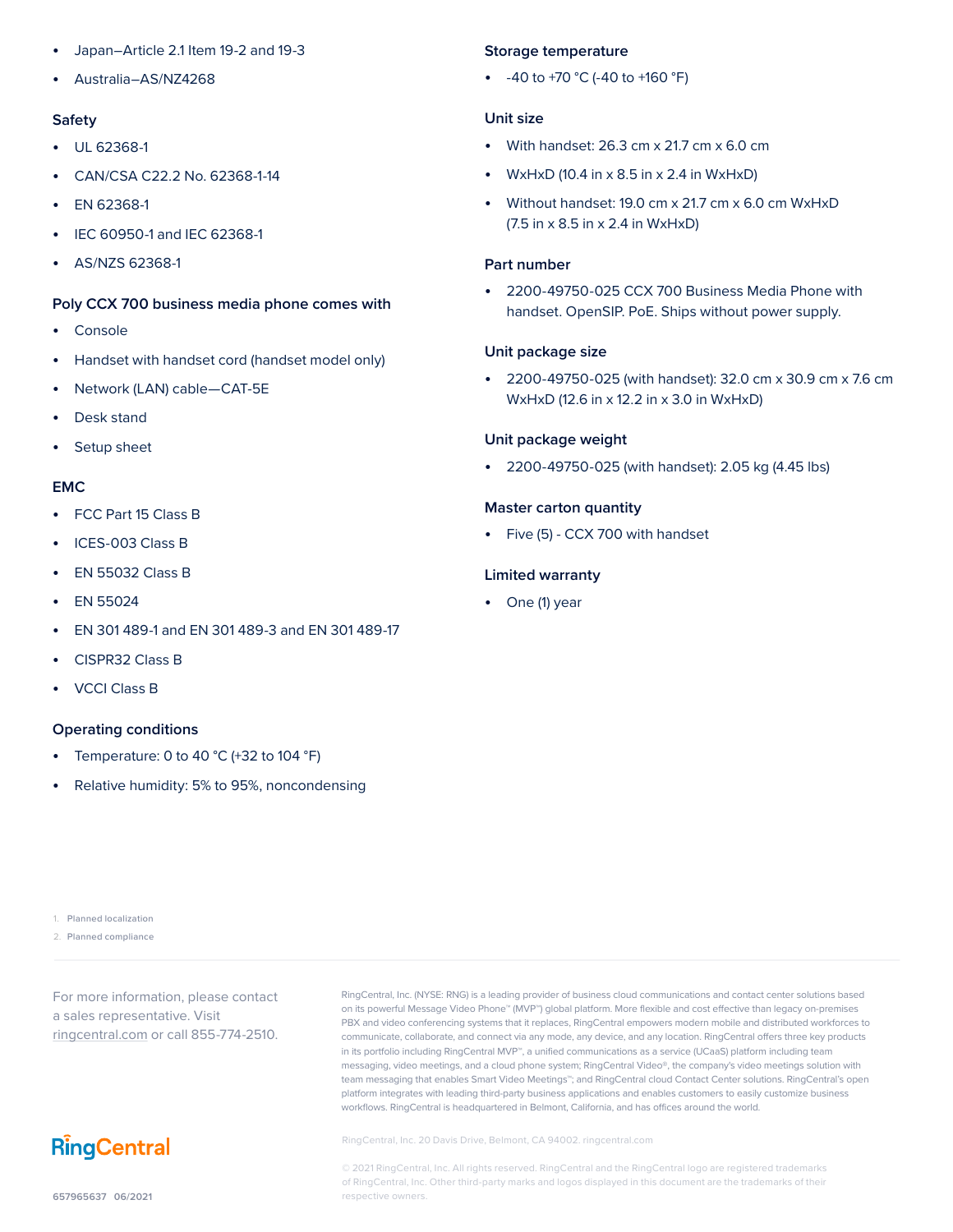- Japan—Article 2.1 Item 19-2 and 19-3
- Australia—AS/NZ4268

### Safety

- UL 62368-1
- CAN/CSA C22.2 No. 62368-1-14
- EN 62368-1
- IEC 60950-1 and IEC 62368-1
- AS/NZS 62368-1

### Poly CCX 700 business media phone comes with

- Console
- Handset with handset cord (handset model only)
- Network (LAN) cable—CAT-5E
- Desk stand
- Setup sheet

### EMC

- FCC Part 15 Class B
- ICES-003 Class B
- EN 55032 Class B
- EN 55024
- EN 301 489-1 and EN 301 489-3 and EN 301 489-17
- CISPR32 Class B
- VCCI Class B

### Operating conditions

- Temperature: 0 to 40 °C (+32 to 104 °F)
- Relative humidity: 5% to 95%, noncondensing

### Storage temperature

- -40 to +70 °C (-40 to +160 °F)

### Unit size

- With handset: 26.3 cm x 21.7 cm x 6.0 cm
- WxHxD (10.4 in x 8.5 in x 2.4 in WxHxD)
- Without handset: 19.0 cm x 21.7 cm x 6.0 cm WxHxD (7.5 in x 8.5 in x 2.4 in WxHxD)

### Part number

- 2200-49750-025 CCX 700 Business Media Phone with handset. OpenSIP. PoE. Ships without power supply.

### Unit package size

- 2200-49750-025 (with handset): 32.0 cm x 30.9 cm x 7.6 cm WxHxD (12.6 in x 12.2 in x 3.0 in WxHxD)

### Unit package weight

- 2200-49750-025 (with handset): 2.05 kg (4.45 lbs)

### Master carton quantity

- Five (5) - CCX 700 with handset

### Limited warranty

- One (1) year

1. Planned localization
2. Planned compliance

For more information, please contact a sales representative. Visit ringcentral.com or call 855-774-2510.

RingCentral, Inc. (NYSE: RNG) is a leading provider of business cloud communications and contact center solutions based on its powerful Message Video Phone™ (MVP™) global platform. More flexible and cost effective than legacy on-premises PBX and video conferencing systems that it replaces, RingCentral empowers modern mobile and distributed workforces to communicate, collaborate, and connect via any mode, any device, and any location. RingCentral offers three key products in its portfolio including RingCentral MVP™, a unified communications as a service (UCaaS) platform including team messaging, video meetings, and a cloud phone system; RingCentral Video®, the company's video meetings solution with team messaging that enables Smart Video Meetings™; and RingCentral cloud Contact Center solutions. RingCentral's open platform integrates with leading third-party business applications and enables customers to easily customize business workflows. RingCentral is headquartered in Belmont, California, and has offices around the world.

RingCentral

RingCentral, Inc. 20 Davis Drive, Belmont, CA 94002. ringcentral.com

© 2021 RingCentral, Inc. All rights reserved. RingCentral and the RingCentral logo are registered trademarks of RingCentral, Inc. Other third-party marks and logos displayed in this document are the trademarks of their respective owners.

657965637 06/2021